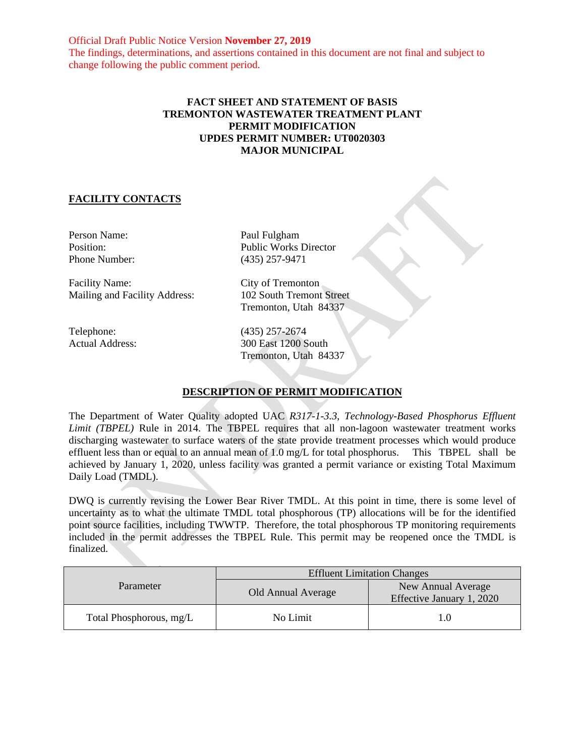Official Draft Public Notice Version **November 27, 2019**
The findings, determinations, and assertions contained in this document are not final and subject to change following the public comment period.

# FACT SHEET AND STATEMENT OF BASIS
# TREMONTON WASTEWATER TREATMENT PLANT
# PERMIT MODIFICATION
# UPDES PERMIT NUMBER: UT0020303
# MAJOR MUNICIPAL

## FACILITY CONTACTS

| | |
|---|---|
| Person Name: | Paul Fulgham |
| Position: | Public Works Director |
| Phone Number: | (435) 257-9471 |
| Facility Name: | City of Tremonton |
| Mailing and Facility Address: | 102 South Tremont Street<br>Tremonton, Utah 84337 |
| Telephone: | (435) 257-2674 |
| Actual Address: | 300 East 1200 South<br>Tremonton, Utah 84337 |

## DESCRIPTION OF PERMIT MODIFICATION

The Department of Water Quality adopted UAC *R317-1-3.3, Technology-Based Phosphorus Effluent Limit (TBPEL)* Rule in 2014. The TBPEL requires that all non-lagoon wastewater treatment works discharging wastewater to surface waters of the state provide treatment processes which would produce effluent less than or equal to an annual mean of 1.0 mg/L for total phosphorus. This TBPEL shall be achieved by January 1, 2020, unless facility was granted a permit variance or existing Total Maximum Daily Load (TMDL).

DWQ is currently revising the Lower Bear River TMDL. At this point in time, there is some level of uncertainty as to what the ultimate TMDL total phosphorous (TP) allocations will be for the identified point source facilities, including TWWTP. Therefore, the total phosphorous TP monitoring requirements included in the permit addresses the TBPEL Rule. This permit may be reopened once the TMDL is finalized.

| Parameter | Effluent Limitation Changes | |
|---|---|---|
| | Old Annual Average | New Annual Average Effective January 1, 2020 |
| Total Phosphorous, mg/L | No Limit | 1.0 |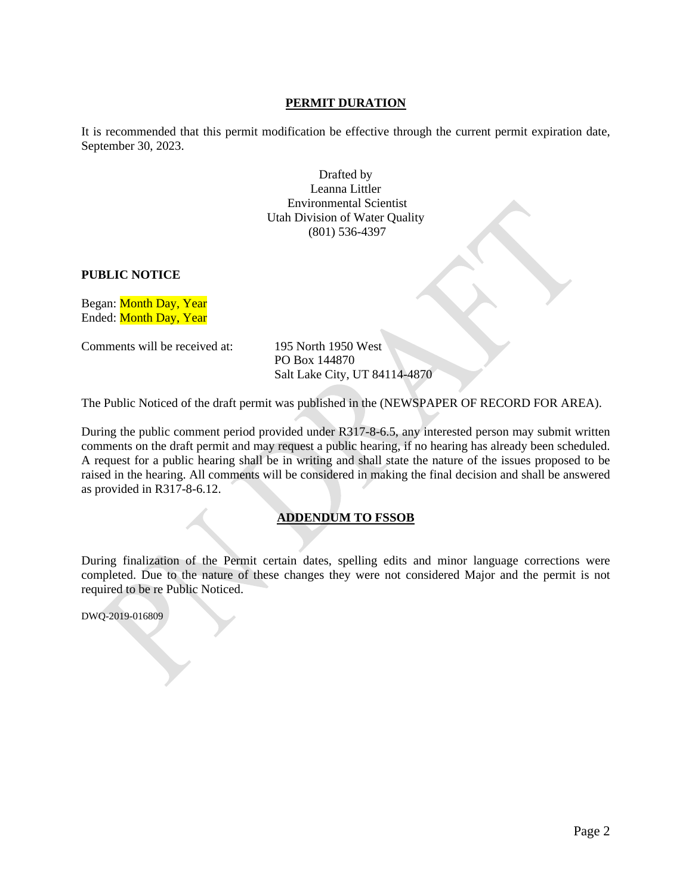## PERMIT DURATION

It is recommended that this permit modification be effective through the current permit expiration date, September 30, 2023.

Drafted by
Leanna Littler
Environmental Scientist
Utah Division of Water Quality
(801) 536-4397

**PUBLIC NOTICE**

Began: Month Day, Year
Ended: Month Day, Year

Comments will be received at: 195 North 1950 West
PO Box 144870
Salt Lake City, UT 84114-4870

The Public Noticed of the draft permit was published in the (NEWSPAPER OF RECORD FOR AREA).

During the public comment period provided under R317-8-6.5, any interested person may submit written comments on the draft permit and may request a public hearing, if no hearing has already been scheduled. A request for a public hearing shall be in writing and shall state the nature of the issues proposed to be raised in the hearing. All comments will be considered in making the final decision and shall be answered as provided in R317-8-6.12.

## ADDENDUM TO FSSOB

During finalization of the Permit certain dates, spelling edits and minor language corrections were completed. Due to the nature of these changes they were not considered Major and the permit is not required to be re Public Noticed.

DWQ-2019-016809